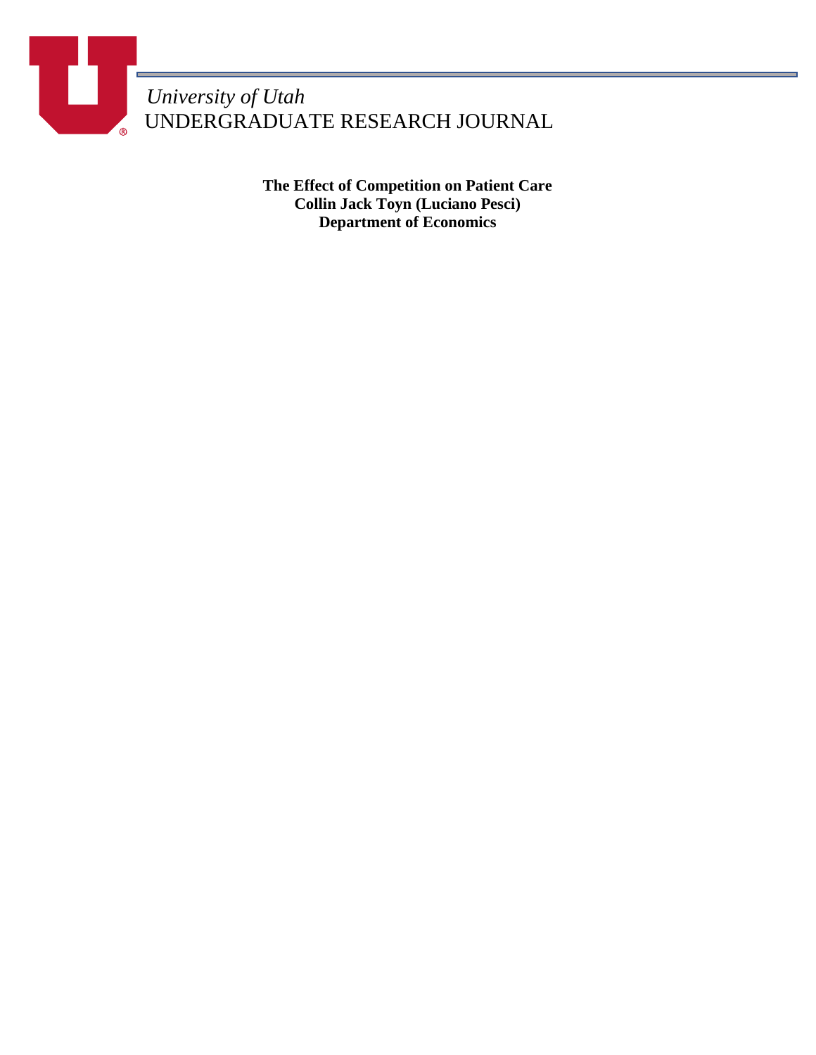*University of Utah*
UNDERGRADUATE RESEARCH JOURNAL

**The Effect of Competition on Patient Care**
**Collin Jack Toyn (Luciano Pesci)**
**Department of Economics**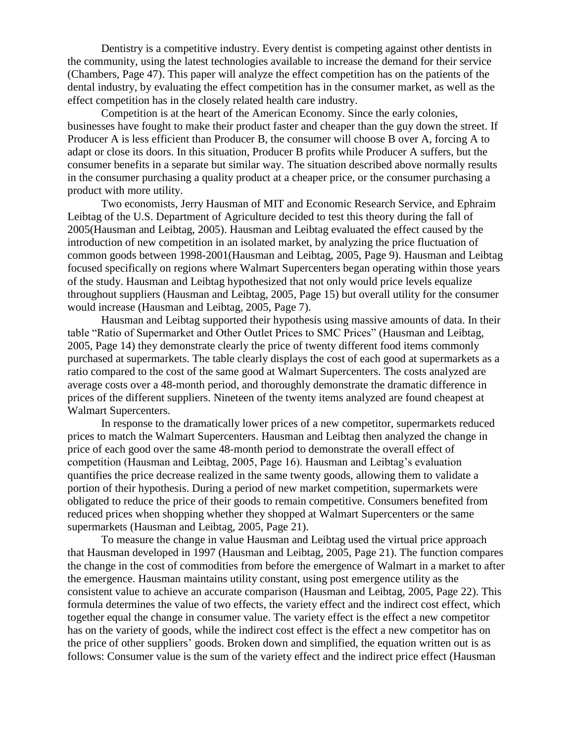Dentistry is a competitive industry. Every dentist is competing against other dentists in the community, using the latest technologies available to increase the demand for their service (Chambers, Page 47). This paper will analyze the effect competition has on the patients of the dental industry, by evaluating the effect competition has in the consumer market, as well as the effect competition has in the closely related health care industry.

Competition is at the heart of the American Economy. Since the early colonies, businesses have fought to make their product faster and cheaper than the guy down the street. If Producer A is less efficient than Producer B, the consumer will choose B over A, forcing A to adapt or close its doors. In this situation, Producer B profits while Producer A suffers, but the consumer benefits in a separate but similar way. The situation described above normally results in the consumer purchasing a quality product at a cheaper price, or the consumer purchasing a product with more utility.

Two economists, Jerry Hausman of MIT and Economic Research Service, and Ephraim Leibtag of the U.S. Department of Agriculture decided to test this theory during the fall of 2005(Hausman and Leibtag, 2005). Hausman and Leibtag evaluated the effect caused by the introduction of new competition in an isolated market, by analyzing the price fluctuation of common goods between 1998-2001(Hausman and Leibtag, 2005, Page 9). Hausman and Leibtag focused specifically on regions where Walmart Supercenters began operating within those years of the study. Hausman and Leibtag hypothesized that not only would price levels equalize throughout suppliers (Hausman and Leibtag, 2005, Page 15) but overall utility for the consumer would increase (Hausman and Leibtag, 2005, Page 7).

Hausman and Leibtag supported their hypothesis using massive amounts of data. In their table "Ratio of Supermarket and Other Outlet Prices to SMC Prices" (Hausman and Leibtag, 2005, Page 14) they demonstrate clearly the price of twenty different food items commonly purchased at supermarkets. The table clearly displays the cost of each good at supermarkets as a ratio compared to the cost of the same good at Walmart Supercenters. The costs analyzed are average costs over a 48-month period, and thoroughly demonstrate the dramatic difference in prices of the different suppliers. Nineteen of the twenty items analyzed are found cheapest at Walmart Supercenters.

In response to the dramatically lower prices of a new competitor, supermarkets reduced prices to match the Walmart Supercenters. Hausman and Leibtag then analyzed the change in price of each good over the same 48-month period to demonstrate the overall effect of competition (Hausman and Leibtag, 2005, Page 16). Hausman and Leibtag's evaluation quantifies the price decrease realized in the same twenty goods, allowing them to validate a portion of their hypothesis. During a period of new market competition, supermarkets were obligated to reduce the price of their goods to remain competitive. Consumers benefited from reduced prices when shopping whether they shopped at Walmart Supercenters or the same supermarkets (Hausman and Leibtag, 2005, Page 21).

To measure the change in value Hausman and Leibtag used the virtual price approach that Hausman developed in 1997 (Hausman and Leibtag, 2005, Page 21). The function compares the change in the cost of commodities from before the emergence of Walmart in a market to after the emergence. Hausman maintains utility constant, using post emergence utility as the consistent value to achieve an accurate comparison (Hausman and Leibtag, 2005, Page 22). This formula determines the value of two effects, the variety effect and the indirect cost effect, which together equal the change in consumer value. The variety effect is the effect a new competitor has on the variety of goods, while the indirect cost effect is the effect a new competitor has on the price of other suppliers' goods. Broken down and simplified, the equation written out is as follows: Consumer value is the sum of the variety effect and the indirect price effect (Hausman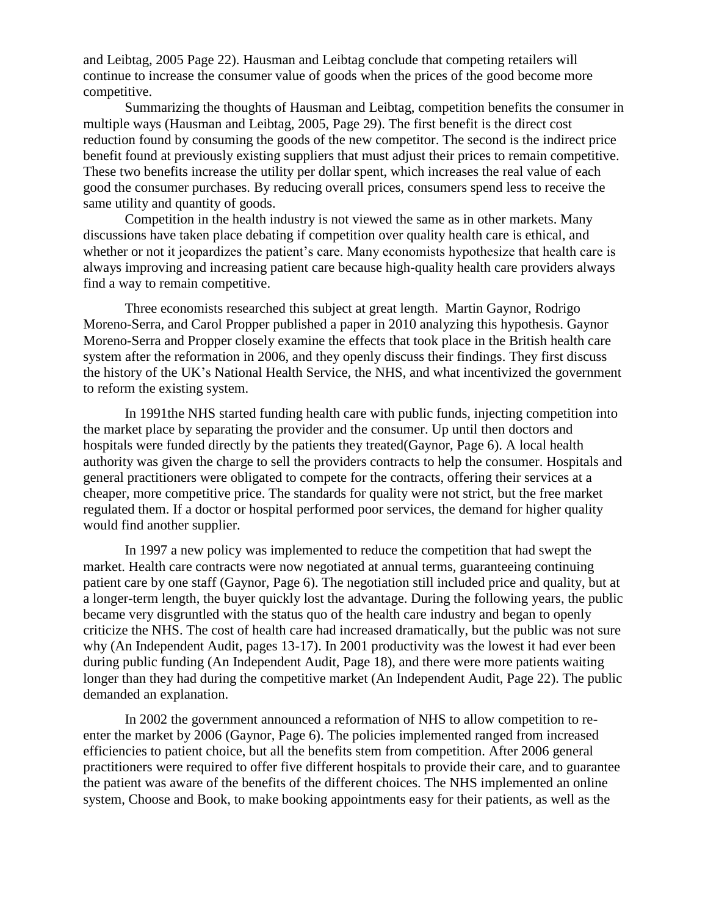and Leibtag, 2005 Page 22). Hausman and Leibtag conclude that competing retailers will continue to increase the consumer value of goods when the prices of the good become more competitive.

Summarizing the thoughts of Hausman and Leibtag, competition benefits the consumer in multiple ways (Hausman and Leibtag, 2005, Page 29). The first benefit is the direct cost reduction found by consuming the goods of the new competitor. The second is the indirect price benefit found at previously existing suppliers that must adjust their prices to remain competitive. These two benefits increase the utility per dollar spent, which increases the real value of each good the consumer purchases. By reducing overall prices, consumers spend less to receive the same utility and quantity of goods.

Competition in the health industry is not viewed the same as in other markets. Many discussions have taken place debating if competition over quality health care is ethical, and whether or not it jeopardizes the patient's care. Many economists hypothesize that health care is always improving and increasing patient care because high-quality health care providers always find a way to remain competitive.

Three economists researched this subject at great length. Martin Gaynor, Rodrigo Moreno-Serra, and Carol Propper published a paper in 2010 analyzing this hypothesis. Gaynor Moreno-Serra and Propper closely examine the effects that took place in the British health care system after the reformation in 2006, and they openly discuss their findings. They first discuss the history of the UK's National Health Service, the NHS, and what incentivized the government to reform the existing system.

In 1991the NHS started funding health care with public funds, injecting competition into the market place by separating the provider and the consumer. Up until then doctors and hospitals were funded directly by the patients they treated(Gaynor, Page 6). A local health authority was given the charge to sell the providers contracts to help the consumer. Hospitals and general practitioners were obligated to compete for the contracts, offering their services at a cheaper, more competitive price. The standards for quality were not strict, but the free market regulated them. If a doctor or hospital performed poor services, the demand for higher quality would find another supplier.

In 1997 a new policy was implemented to reduce the competition that had swept the market. Health care contracts were now negotiated at annual terms, guaranteeing continuing patient care by one staff (Gaynor, Page 6). The negotiation still included price and quality, but at a longer-term length, the buyer quickly lost the advantage. During the following years, the public became very disgruntled with the status quo of the health care industry and began to openly criticize the NHS. The cost of health care had increased dramatically, but the public was not sure why (An Independent Audit, pages 13-17). In 2001 productivity was the lowest it had ever been during public funding (An Independent Audit, Page 18), and there were more patients waiting longer than they had during the competitive market (An Independent Audit, Page 22). The public demanded an explanation.

In 2002 the government announced a reformation of NHS to allow competition to re-enter the market by 2006 (Gaynor, Page 6). The policies implemented ranged from increased efficiencies to patient choice, but all the benefits stem from competition. After 2006 general practitioners were required to offer five different hospitals to provide their care, and to guarantee the patient was aware of the benefits of the different choices. The NHS implemented an online system, Choose and Book, to make booking appointments easy for their patients, as well as the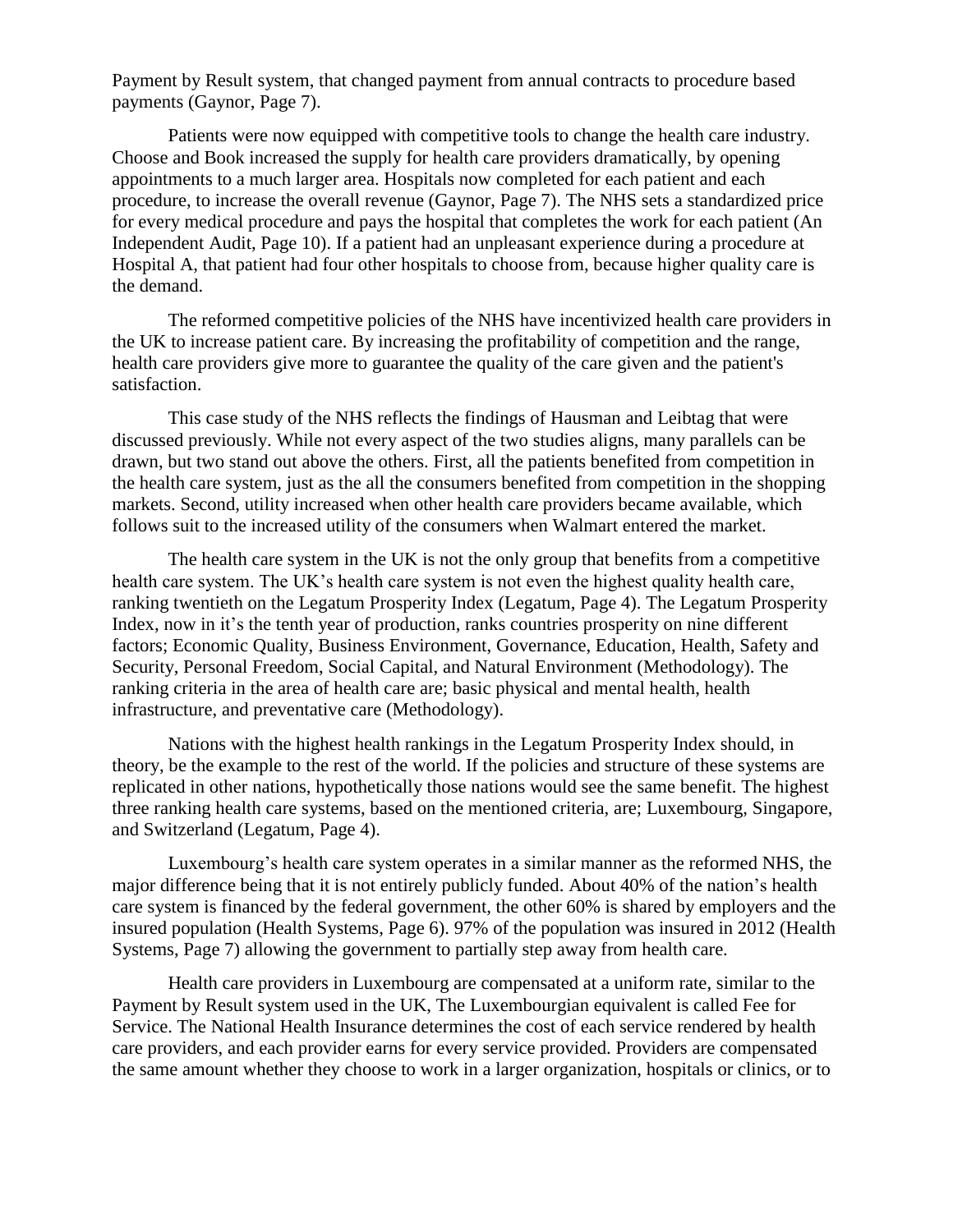Payment by Result system, that changed payment from annual contracts to procedure based payments (Gaynor, Page 7).

Patients were now equipped with competitive tools to change the health care industry. Choose and Book increased the supply for health care providers dramatically, by opening appointments to a much larger area. Hospitals now completed for each patient and each procedure, to increase the overall revenue (Gaynor, Page 7). The NHS sets a standardized price for every medical procedure and pays the hospital that completes the work for each patient (An Independent Audit, Page 10). If a patient had an unpleasant experience during a procedure at Hospital A, that patient had four other hospitals to choose from, because higher quality care is the demand.

The reformed competitive policies of the NHS have incentivized health care providers in the UK to increase patient care. By increasing the profitability of competition and the range, health care providers give more to guarantee the quality of the care given and the patient's satisfaction.

This case study of the NHS reflects the findings of Hausman and Leibtag that were discussed previously. While not every aspect of the two studies aligns, many parallels can be drawn, but two stand out above the others. First, all the patients benefited from competition in the health care system, just as the all the consumers benefited from competition in the shopping markets. Second, utility increased when other health care providers became available, which follows suit to the increased utility of the consumers when Walmart entered the market.

The health care system in the UK is not the only group that benefits from a competitive health care system. The UK's health care system is not even the highest quality health care, ranking twentieth on the Legatum Prosperity Index (Legatum, Page 4). The Legatum Prosperity Index, now in it's the tenth year of production, ranks countries prosperity on nine different factors; Economic Quality, Business Environment, Governance, Education, Health, Safety and Security, Personal Freedom, Social Capital, and Natural Environment (Methodology). The ranking criteria in the area of health care are; basic physical and mental health, health infrastructure, and preventative care (Methodology).

Nations with the highest health rankings in the Legatum Prosperity Index should, in theory, be the example to the rest of the world. If the policies and structure of these systems are replicated in other nations, hypothetically those nations would see the same benefit. The highest three ranking health care systems, based on the mentioned criteria, are; Luxembourg, Singapore, and Switzerland (Legatum, Page 4).

Luxembourg's health care system operates in a similar manner as the reformed NHS, the major difference being that it is not entirely publicly funded. About 40% of the nation's health care system is financed by the federal government, the other 60% is shared by employers and the insured population (Health Systems, Page 6). 97% of the population was insured in 2012 (Health Systems, Page 7) allowing the government to partially step away from health care.

Health care providers in Luxembourg are compensated at a uniform rate, similar to the Payment by Result system used in the UK, The Luxembourgian equivalent is called Fee for Service. The National Health Insurance determines the cost of each service rendered by health care providers, and each provider earns for every service provided. Providers are compensated the same amount whether they choose to work in a larger organization, hospitals or clinics, or to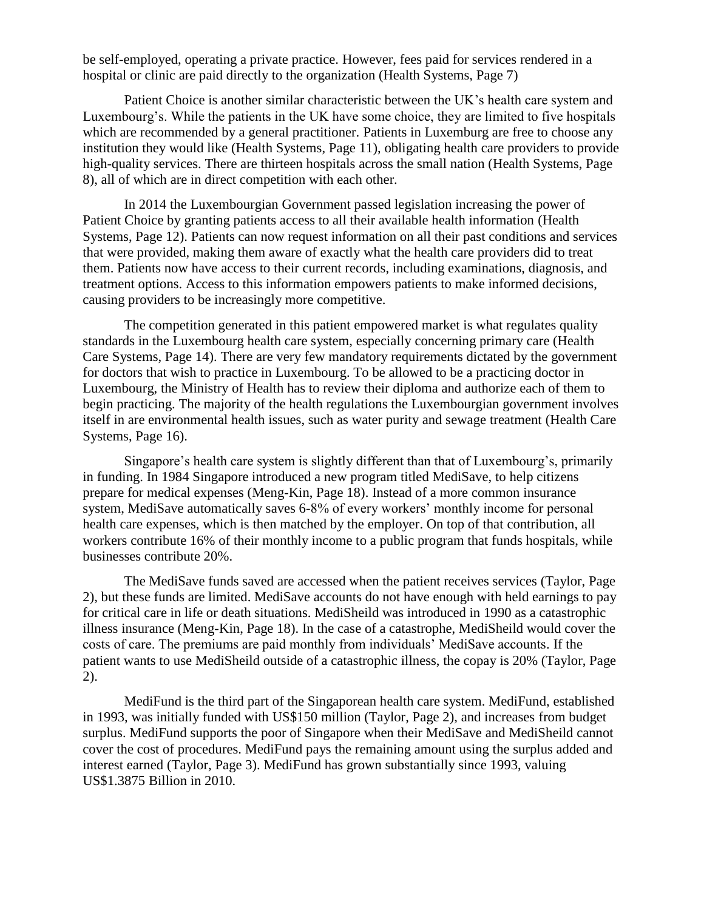be self-employed, operating a private practice. However, fees paid for services rendered in a hospital or clinic are paid directly to the organization (Health Systems, Page 7)

Patient Choice is another similar characteristic between the UK's health care system and Luxembourg's. While the patients in the UK have some choice, they are limited to five hospitals which are recommended by a general practitioner. Patients in Luxemburg are free to choose any institution they would like (Health Systems, Page 11), obligating health care providers to provide high-quality services. There are thirteen hospitals across the small nation (Health Systems, Page 8), all of which are in direct competition with each other.

In 2014 the Luxembourgian Government passed legislation increasing the power of Patient Choice by granting patients access to all their available health information (Health Systems, Page 12). Patients can now request information on all their past conditions and services that were provided, making them aware of exactly what the health care providers did to treat them. Patients now have access to their current records, including examinations, diagnosis, and treatment options. Access to this information empowers patients to make informed decisions, causing providers to be increasingly more competitive.

The competition generated in this patient empowered market is what regulates quality standards in the Luxembourg health care system, especially concerning primary care (Health Care Systems, Page 14). There are very few mandatory requirements dictated by the government for doctors that wish to practice in Luxembourg. To be allowed to be a practicing doctor in Luxembourg, the Ministry of Health has to review their diploma and authorize each of them to begin practicing. The majority of the health regulations the Luxembourgian government involves itself in are environmental health issues, such as water purity and sewage treatment (Health Care Systems, Page 16).

Singapore's health care system is slightly different than that of Luxembourg's, primarily in funding. In 1984 Singapore introduced a new program titled MediSave, to help citizens prepare for medical expenses (Meng-Kin, Page 18). Instead of a more common insurance system, MediSave automatically saves 6-8% of every workers' monthly income for personal health care expenses, which is then matched by the employer. On top of that contribution, all workers contribute 16% of their monthly income to a public program that funds hospitals, while businesses contribute 20%.

The MediSave funds saved are accessed when the patient receives services (Taylor, Page 2), but these funds are limited. MediSave accounts do not have enough with held earnings to pay for critical care in life or death situations. MediSheild was introduced in 1990 as a catastrophic illness insurance (Meng-Kin, Page 18). In the case of a catastrophe, MediSheild would cover the costs of care. The premiums are paid monthly from individuals' MediSave accounts. If the patient wants to use MediSheild outside of a catastrophic illness, the copay is 20% (Taylor, Page 2).

MediFund is the third part of the Singaporean health care system. MediFund, established in 1993, was initially funded with US$150 million (Taylor, Page 2), and increases from budget surplus. MediFund supports the poor of Singapore when their MediSave and MediSheild cannot cover the cost of procedures. MediFund pays the remaining amount using the surplus added and interest earned (Taylor, Page 3). MediFund has grown substantially since 1993, valuing US$1.3875 Billion in 2010.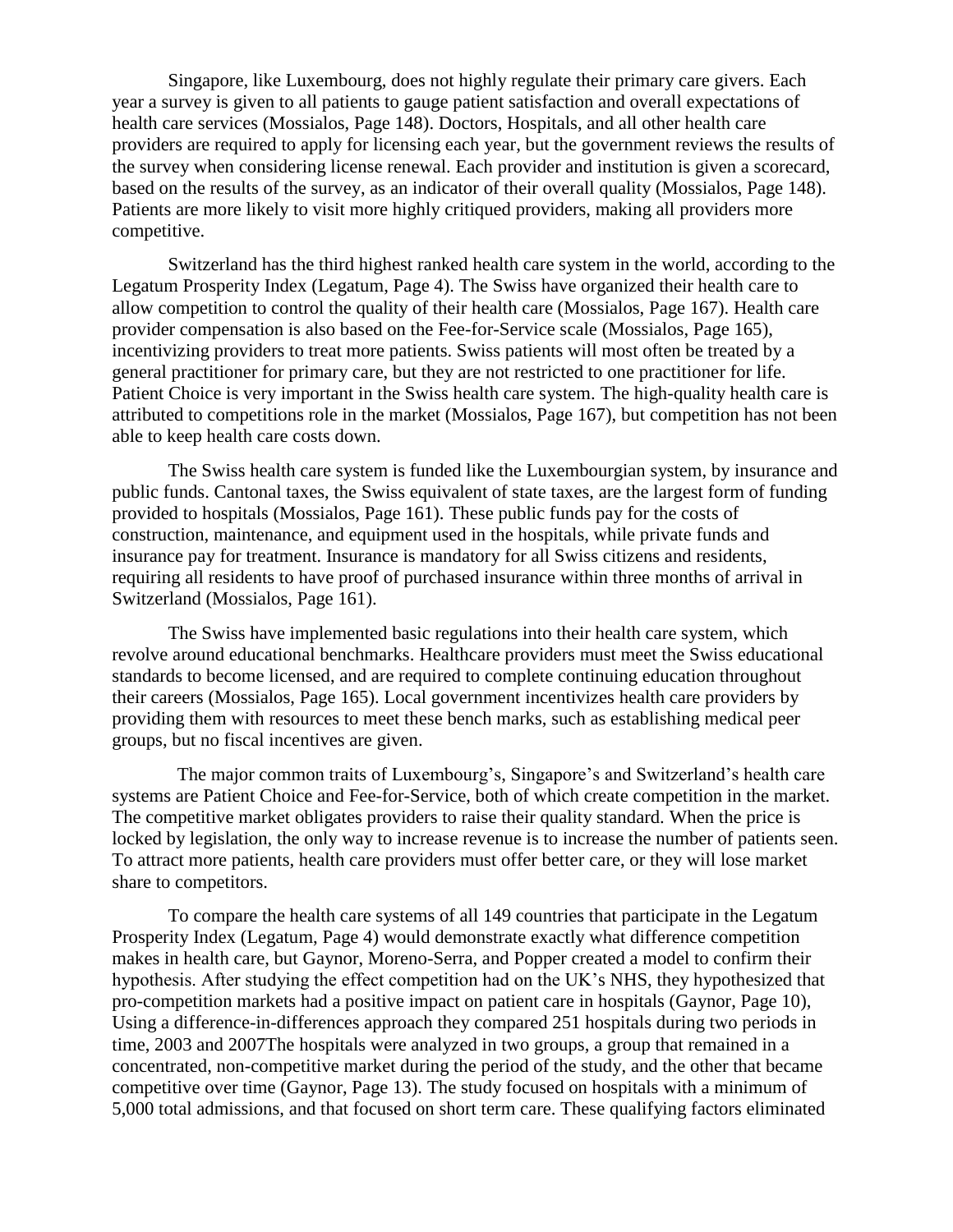Singapore, like Luxembourg, does not highly regulate their primary care givers. Each year a survey is given to all patients to gauge patient satisfaction and overall expectations of health care services (Mossialos, Page 148). Doctors, Hospitals, and all other health care providers are required to apply for licensing each year, but the government reviews the results of the survey when considering license renewal. Each provider and institution is given a scorecard, based on the results of the survey, as an indicator of their overall quality (Mossialos, Page 148). Patients are more likely to visit more highly critiqued providers, making all providers more competitive.

Switzerland has the third highest ranked health care system in the world, according to the Legatum Prosperity Index (Legatum, Page 4). The Swiss have organized their health care to allow competition to control the quality of their health care (Mossialos, Page 167). Health care provider compensation is also based on the Fee-for-Service scale (Mossialos, Page 165), incentivizing providers to treat more patients. Swiss patients will most often be treated by a general practitioner for primary care, but they are not restricted to one practitioner for life. Patient Choice is very important in the Swiss health care system. The high-quality health care is attributed to competitions role in the market (Mossialos, Page 167), but competition has not been able to keep health care costs down.

The Swiss health care system is funded like the Luxembourgian system, by insurance and public funds. Cantonal taxes, the Swiss equivalent of state taxes, are the largest form of funding provided to hospitals (Mossialos, Page 161). These public funds pay for the costs of construction, maintenance, and equipment used in the hospitals, while private funds and insurance pay for treatment. Insurance is mandatory for all Swiss citizens and residents, requiring all residents to have proof of purchased insurance within three months of arrival in Switzerland (Mossialos, Page 161).

The Swiss have implemented basic regulations into their health care system, which revolve around educational benchmarks. Healthcare providers must meet the Swiss educational standards to become licensed, and are required to complete continuing education throughout their careers (Mossialos, Page 165). Local government incentivizes health care providers by providing them with resources to meet these bench marks, such as establishing medical peer groups, but no fiscal incentives are given.

The major common traits of Luxembourg's, Singapore's and Switzerland's health care systems are Patient Choice and Fee-for-Service, both of which create competition in the market. The competitive market obligates providers to raise their quality standard. When the price is locked by legislation, the only way to increase revenue is to increase the number of patients seen. To attract more patients, health care providers must offer better care, or they will lose market share to competitors.

To compare the health care systems of all 149 countries that participate in the Legatum Prosperity Index (Legatum, Page 4) would demonstrate exactly what difference competition makes in health care, but Gaynor, Moreno-Serra, and Popper created a model to confirm their hypothesis. After studying the effect competition had on the UK's NHS, they hypothesized that pro-competition markets had a positive impact on patient care in hospitals (Gaynor, Page 10), Using a difference-in-differences approach they compared 251 hospitals during two periods in time, 2003 and 2007The hospitals were analyzed in two groups, a group that remained in a concentrated, non-competitive market during the period of the study, and the other that became competitive over time (Gaynor, Page 13). The study focused on hospitals with a minimum of 5,000 total admissions, and that focused on short term care. These qualifying factors eliminated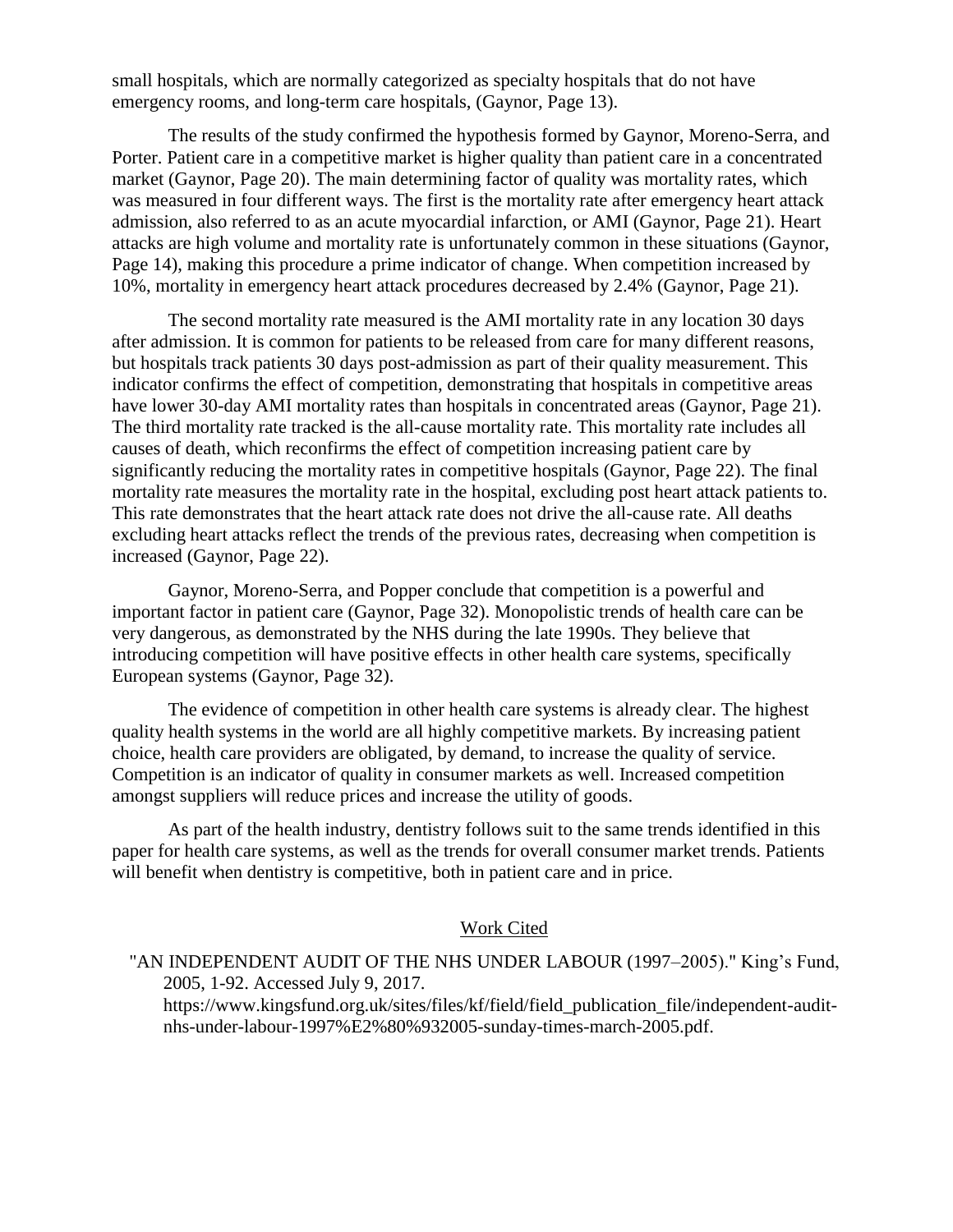small hospitals, which are normally categorized as specialty hospitals that do not have emergency rooms, and long-term care hospitals, (Gaynor, Page 13).

The results of the study confirmed the hypothesis formed by Gaynor, Moreno-Serra, and Porter. Patient care in a competitive market is higher quality than patient care in a concentrated market (Gaynor, Page 20). The main determining factor of quality was mortality rates, which was measured in four different ways. The first is the mortality rate after emergency heart attack admission, also referred to as an acute myocardial infarction, or AMI (Gaynor, Page 21). Heart attacks are high volume and mortality rate is unfortunately common in these situations (Gaynor, Page 14), making this procedure a prime indicator of change. When competition increased by 10%, mortality in emergency heart attack procedures decreased by 2.4% (Gaynor, Page 21).

The second mortality rate measured is the AMI mortality rate in any location 30 days after admission. It is common for patients to be released from care for many different reasons, but hospitals track patients 30 days post-admission as part of their quality measurement. This indicator confirms the effect of competition, demonstrating that hospitals in competitive areas have lower 30-day AMI mortality rates than hospitals in concentrated areas (Gaynor, Page 21). The third mortality rate tracked is the all-cause mortality rate. This mortality rate includes all causes of death, which reconfirms the effect of competition increasing patient care by significantly reducing the mortality rates in competitive hospitals (Gaynor, Page 22). The final mortality rate measures the mortality rate in the hospital, excluding post heart attack patients to. This rate demonstrates that the heart attack rate does not drive the all-cause rate. All deaths excluding heart attacks reflect the trends of the previous rates, decreasing when competition is increased (Gaynor, Page 22).

Gaynor, Moreno-Serra, and Popper conclude that competition is a powerful and important factor in patient care (Gaynor, Page 32). Monopolistic trends of health care can be very dangerous, as demonstrated by the NHS during the late 1990s. They believe that introducing competition will have positive effects in other health care systems, specifically European systems (Gaynor, Page 32).

The evidence of competition in other health care systems is already clear. The highest quality health systems in the world are all highly competitive markets. By increasing patient choice, health care providers are obligated, by demand, to increase the quality of service. Competition is an indicator of quality in consumer markets as well. Increased competition amongst suppliers will reduce prices and increase the utility of goods.

As part of the health industry, dentistry follows suit to the same trends identified in this paper for health care systems, as well as the trends for overall consumer market trends. Patients will benefit when dentistry is competitive, both in patient care and in price.

## Work Cited

"AN INDEPENDENT AUDIT OF THE NHS UNDER LABOUR (1997–2005)." King's Fund, 2005, 1-92. Accessed July 9, 2017. https://www.kingsfund.org.uk/sites/files/kf/field/field_publication_file/independent-audit-nhs-under-labour-1997%E2%80%932005-sunday-times-march-2005.pdf.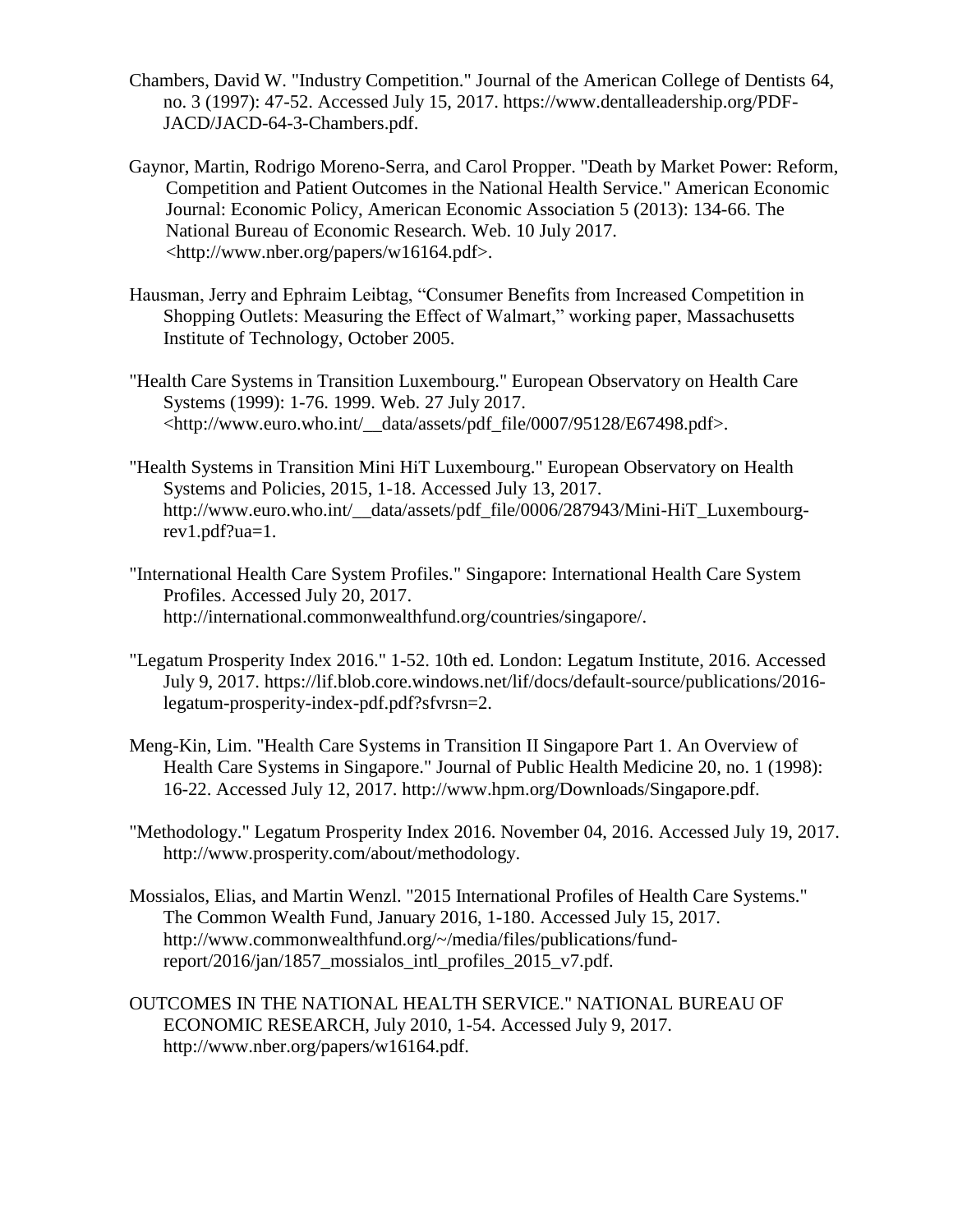Chambers, David W. "Industry Competition." Journal of the American College of Dentists 64, no. 3 (1997): 47-52. Accessed July 15, 2017. https://www.dentalleadership.org/PDF-JACD/JACD-64-3-Chambers.pdf.

Gaynor, Martin, Rodrigo Moreno-Serra, and Carol Propper. "Death by Market Power: Reform, Competition and Patient Outcomes in the National Health Service." American Economic Journal: Economic Policy, American Economic Association 5 (2013): 134-66. The National Bureau of Economic Research. Web. 10 July 2017. <http://www.nber.org/papers/w16164.pdf>.

Hausman, Jerry and Ephraim Leibtag, "Consumer Benefits from Increased Competition in Shopping Outlets: Measuring the Effect of Walmart," working paper, Massachusetts Institute of Technology, October 2005.

"Health Care Systems in Transition Luxembourg." European Observatory on Health Care Systems (1999): 1-76. 1999. Web. 27 July 2017. <http://www.euro.who.int/__data/assets/pdf_file/0007/95128/E67498.pdf>.

"Health Systems in Transition Mini HiT Luxembourg." European Observatory on Health Systems and Policies, 2015, 1-18. Accessed July 13, 2017. http://www.euro.who.int/__data/assets/pdf_file/0006/287943/Mini-HiT_Luxembourg-rev1.pdf?ua=1.

"International Health Care System Profiles." Singapore: International Health Care System Profiles. Accessed July 20, 2017. http://international.commonwealthfund.org/countries/singapore/.

"Legatum Prosperity Index 2016." 1-52. 10th ed. London: Legatum Institute, 2016. Accessed July 9, 2017. https://lif.blob.core.windows.net/lif/docs/default-source/publications/2016-legatum-prosperity-index-pdf.pdf?sfvrsn=2.

Meng-Kin, Lim. "Health Care Systems in Transition II Singapore Part 1. An Overview of Health Care Systems in Singapore." Journal of Public Health Medicine 20, no. 1 (1998): 16-22. Accessed July 12, 2017. http://www.hpm.org/Downloads/Singapore.pdf.

"Methodology." Legatum Prosperity Index 2016. November 04, 2016. Accessed July 19, 2017. http://www.prosperity.com/about/methodology.

Mossialos, Elias, and Martin Wenzl. "2015 International Profiles of Health Care Systems." The Common Wealth Fund, January 2016, 1-180. Accessed July 15, 2017. http://www.commonwealthfund.org/~/media/files/publications/fund-report/2016/jan/1857_mossialos_intl_profiles_2015_v7.pdf.

OUTCOMES IN THE NATIONAL HEALTH SERVICE." NATIONAL BUREAU OF ECONOMIC RESEARCH, July 2010, 1-54. Accessed July 9, 2017. http://www.nber.org/papers/w16164.pdf.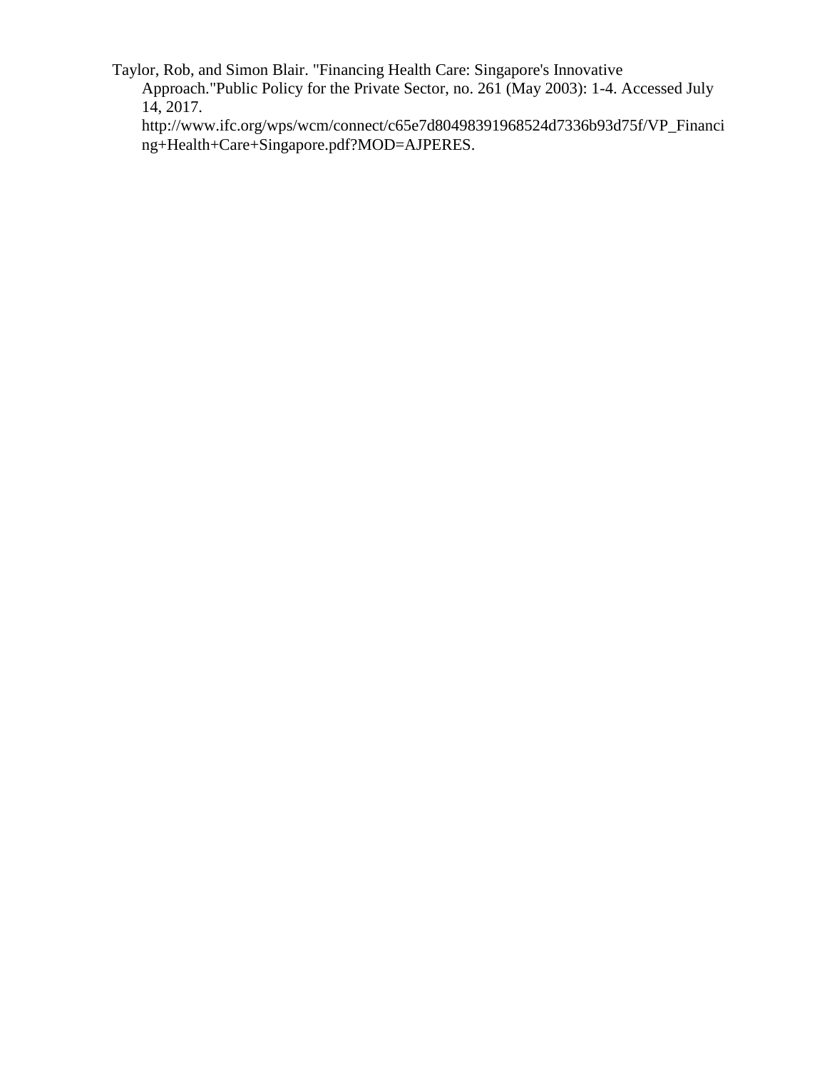Taylor, Rob, and Simon Blair. "Financing Health Care: Singapore's Innovative Approach."Public Policy for the Private Sector, no. 261 (May 2003): 1-4. Accessed July 14, 2017. http://www.ifc.org/wps/wcm/connect/c65e7d80498391968524d7336b93d75f/VP_Financing+Health+Care+Singapore.pdf?MOD=AJPERES.